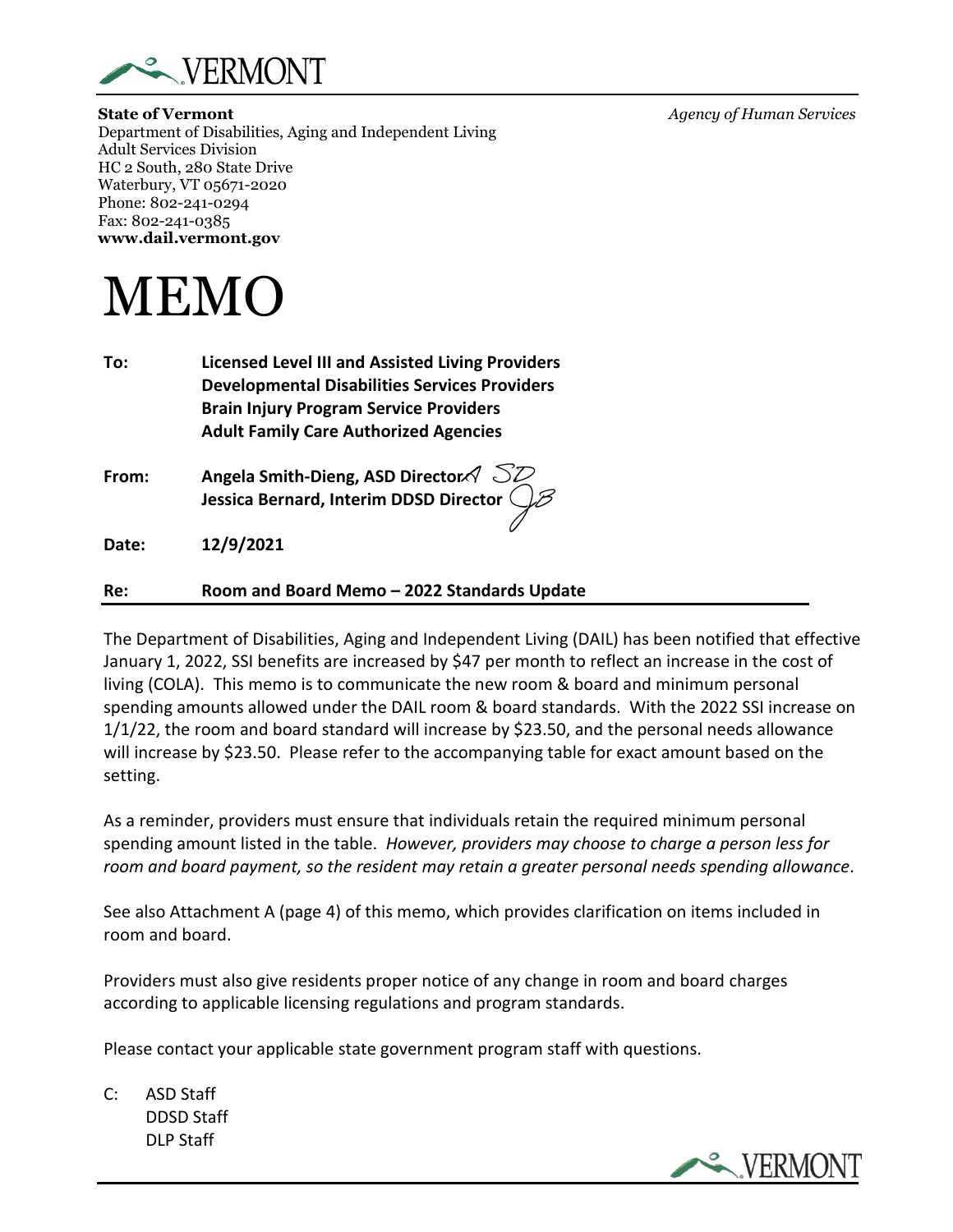**State of Vermont**
Department of Disabilities, Aging and Independent Living
Adult Services Division
HC 2 South, 280 State Drive
Waterbury, VT 05671-2020
Phone: 802-241-0294
Fax: 802-241-0385
**www.dail.vermont.gov**

*Agency of Human Services*

# MEMO

**To:** **Licensed Level III and Assisted Living Providers**
**Developmental Disabilities Services Providers**
**Brain Injury Program Service Providers**
**Adult Family Care Authorized Agencies**

**From:** **Angela Smith-Dieng, ASD Director**
**Jessica Bernard, Interim DDSD Director**

**Date:** **12/9/2021**

**Re:** **Room and Board Memo – 2022 Standards Update**

The Department of Disabilities, Aging and Independent Living (DAIL) has been notified that effective January 1, 2022, SSI benefits are increased by $47 per month to reflect an increase in the cost of living (COLA). This memo is to communicate the new room & board and minimum personal spending amounts allowed under the DAIL room & board standards. With the 2022 SSI increase on 1/1/22, the room and board standard will increase by $23.50, and the personal needs allowance will increase by $23.50. Please refer to the accompanying table for exact amount based on the setting.

As a reminder, providers must ensure that individuals retain the required minimum personal spending amount listed in the table. *However, providers may choose to charge a person less for room and board payment, so the resident may retain a greater personal needs spending allowance*.

See also Attachment A (page 4) of this memo, which provides clarification on items included in room and board.

Providers must also give residents proper notice of any change in room and board charges according to applicable licensing regulations and program standards.

Please contact your applicable state government program staff with questions.

C: ASD Staff
DDSD Staff
DLP Staff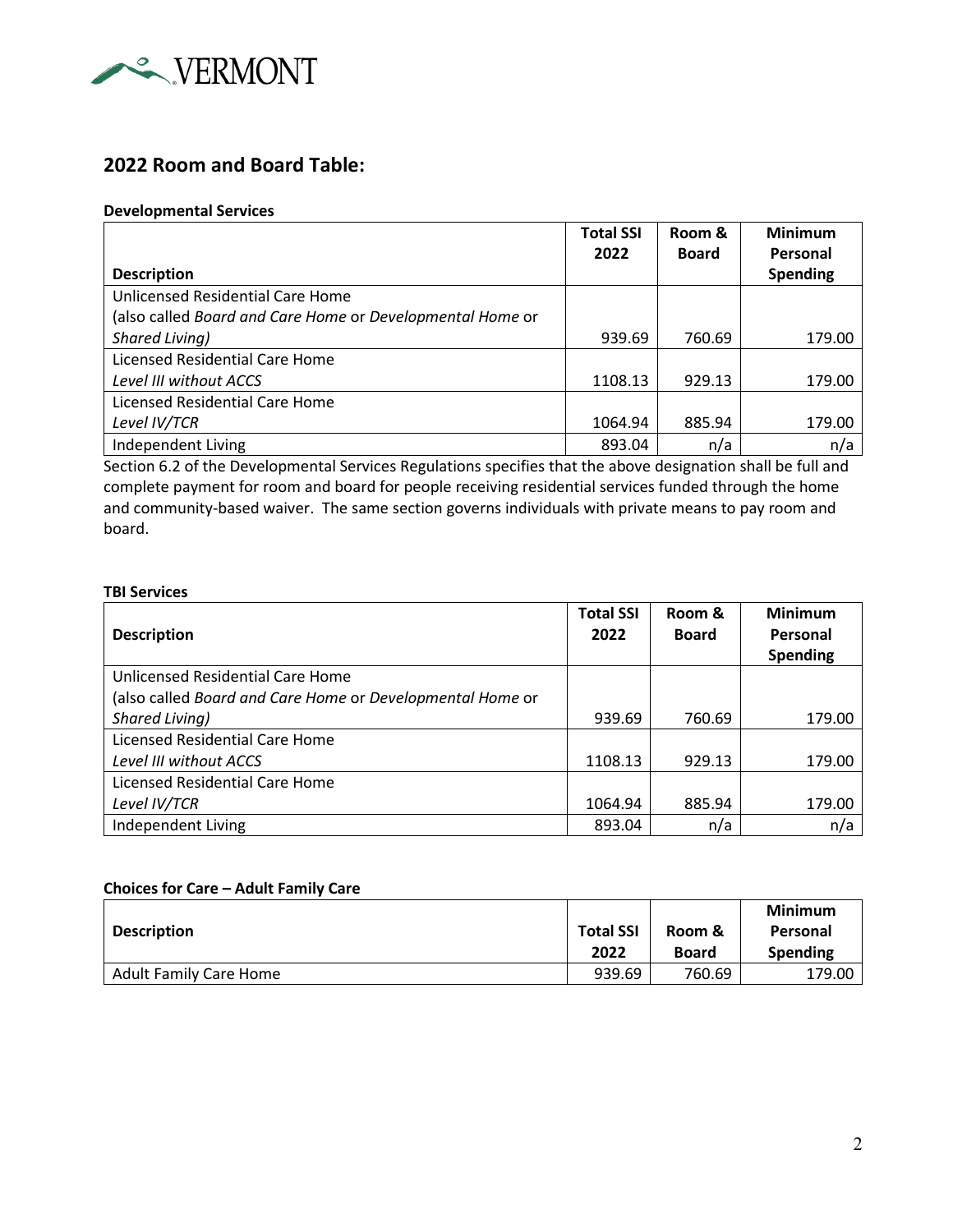## 2022 Room and Board Table:

**Developmental Services**

| Description | Total SSI 2022 | Room & Board | Minimum Personal Spending |
|---|---|---|---|
| Unlicensed Residential Care Home (also called *Board and Care Home* or *Developmental Home* or *Shared Living)* | 939.69 | 760.69 | 179.00 |
| Licensed Residential Care Home *Level III without ACCS* | 1108.13 | 929.13 | 179.00 |
| Licensed Residential Care Home *Level IV/TCR* | 1064.94 | 885.94 | 179.00 |
| Independent Living | 893.04 | n/a | n/a |

Section 6.2 of the Developmental Services Regulations specifies that the above designation shall be full and complete payment for room and board for people receiving residential services funded through the home and community-based waiver. The same section governs individuals with private means to pay room and board.

**TBI Services**

| Description | Total SSI 2022 | Room & Board | Minimum Personal Spending |
|---|---|---|---|
| Unlicensed Residential Care Home (also called *Board and Care Home* or *Developmental Home* or *Shared Living)* | 939.69 | 760.69 | 179.00 |
| Licensed Residential Care Home *Level III without ACCS* | 1108.13 | 929.13 | 179.00 |
| Licensed Residential Care Home *Level IV/TCR* | 1064.94 | 885.94 | 179.00 |
| Independent Living | 893.04 | n/a | n/a |

**Choices for Care – Adult Family Care**

| Description | Total SSI 2022 | Room & Board | Minimum Personal Spending |
|---|---|---|---|
| Adult Family Care Home | 939.69 | 760.69 | 179.00 |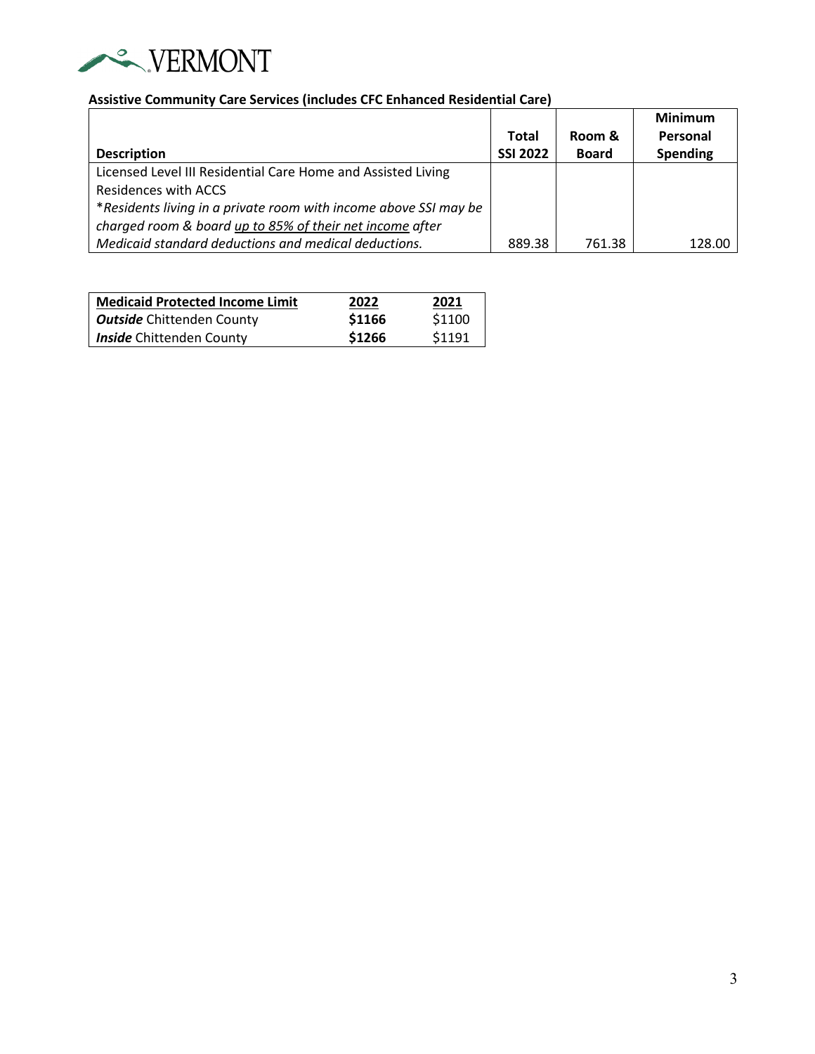**Assistive Community Care Services (includes CFC Enhanced Residential Care)**

| Description | Total SSI 2022 | Room & Board | Minimum Personal Spending |
|---|---|---|---|
| Licensed Level III Residential Care Home and Assisted Living Residences with ACCS<br>**Residents living in a private room with income above SSI may be charged room & board up to 85% of their net income after Medicaid standard deductions and medical deductions.* | 889.38 | 761.38 | 128.00 |

| Medicaid Protected Income Limit | 2022 | 2021 |
|---|---|---|
| ***Outside*** Chittenden County | **$1166** | $1100 |
| ***Inside*** Chittenden County | **$1266** | $1191 |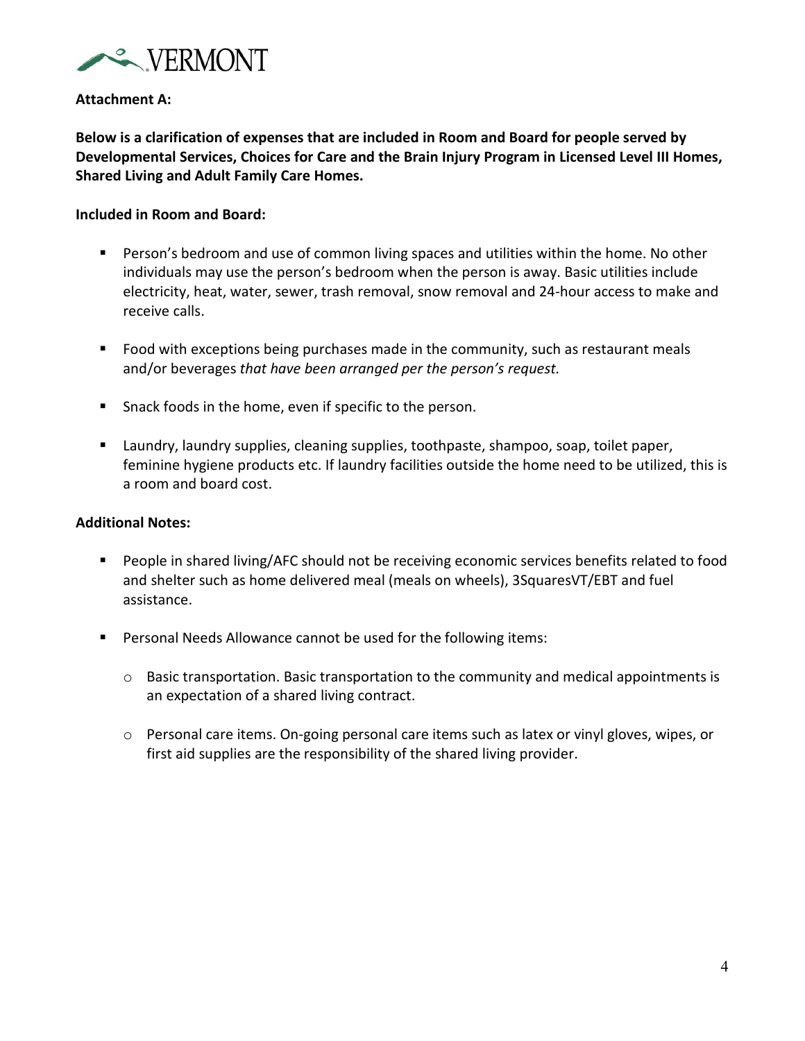**Attachment A:**

**Below is a clarification of expenses that are included in Room and Board for people served by Developmental Services, Choices for Care and the Brain Injury Program in Licensed Level III Homes, Shared Living and Adult Family Care Homes.**

**Included in Room and Board:**

- Person's bedroom and use of common living spaces and utilities within the home. No other individuals may use the person's bedroom when the person is away. Basic utilities include electricity, heat, water, sewer, trash removal, snow removal and 24-hour access to make and receive calls.

- Food with exceptions being purchases made in the community, such as restaurant meals and/or beverages *that have been arranged per the person's request.*

- Snack foods in the home, even if specific to the person.

- Laundry, laundry supplies, cleaning supplies, toothpaste, shampoo, soap, toilet paper, feminine hygiene products etc. If laundry facilities outside the home need to be utilized, this is a room and board cost.

**Additional Notes:**

- People in shared living/AFC should not be receiving economic services benefits related to food and shelter such as home delivered meal (meals on wheels), 3SquaresVT/EBT and fuel assistance.

- Personal Needs Allowance cannot be used for the following items:

  - Basic transportation. Basic transportation to the community and medical appointments is an expectation of a shared living contract.

  - Personal care items. On-going personal care items such as latex or vinyl gloves, wipes, or first aid supplies are the responsibility of the shared living provider.